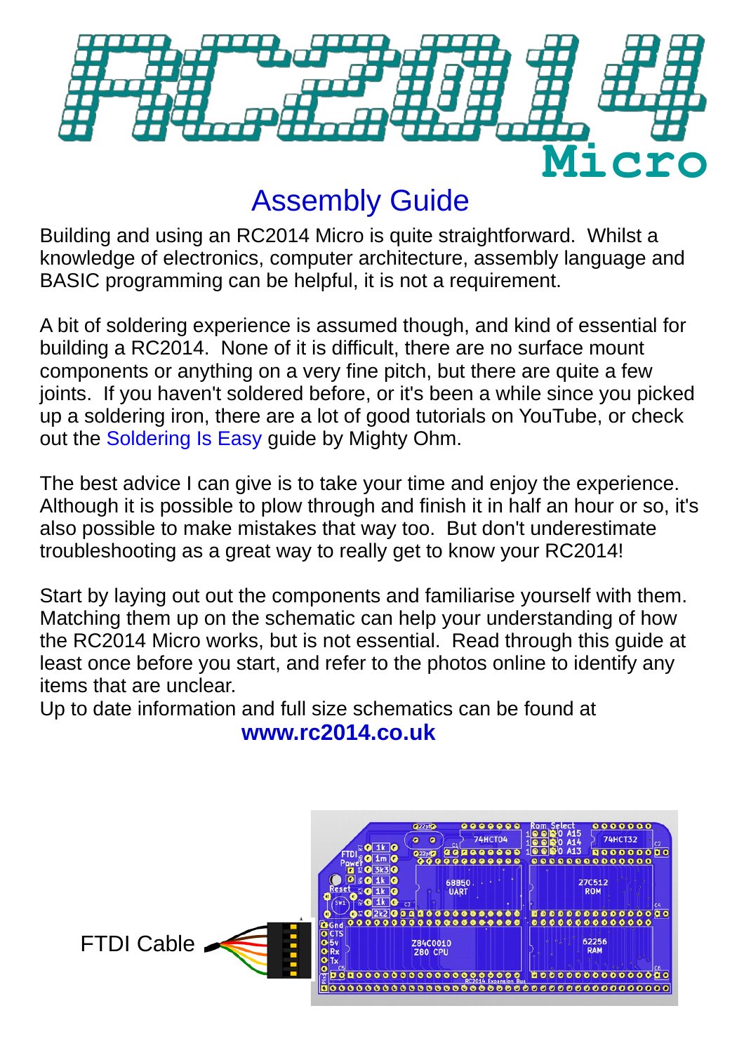# RC2014 Micro

## Assembly Guide

Building and using an RC2014 Micro is quite straightforward. Whilst a knowledge of electronics, computer architecture, assembly language and BASIC programming can be helpful, it is not a requirement.

A bit of soldering experience is assumed though, and kind of essential for building a RC2014. None of it is difficult, there are no surface mount components or anything on a very fine pitch, but there are quite a few joints. If you haven't soldered before, or it's been a while since you picked up a soldering iron, there are a lot of good tutorials on YouTube, or check out the Soldering Is Easy guide by Mighty Ohm.

The best advice I can give is to take your time and enjoy the experience. Although it is possible to plow through and finish it in half an hour or so, it's also possible to make mistakes that way too. But don't underestimate troubleshooting as a great way to really get to know your RC2014!

Start by laying out out the components and familiarise yourself with them. Matching them up on the schematic can help your understanding of how the RC2014 Micro works, but is not essential. Read through this guide at least once before you start, and refer to the photos online to identify any items that are unclear.
Up to date information and full size schematics can be found at

**www.rc2014.co.uk**

FTDI Cable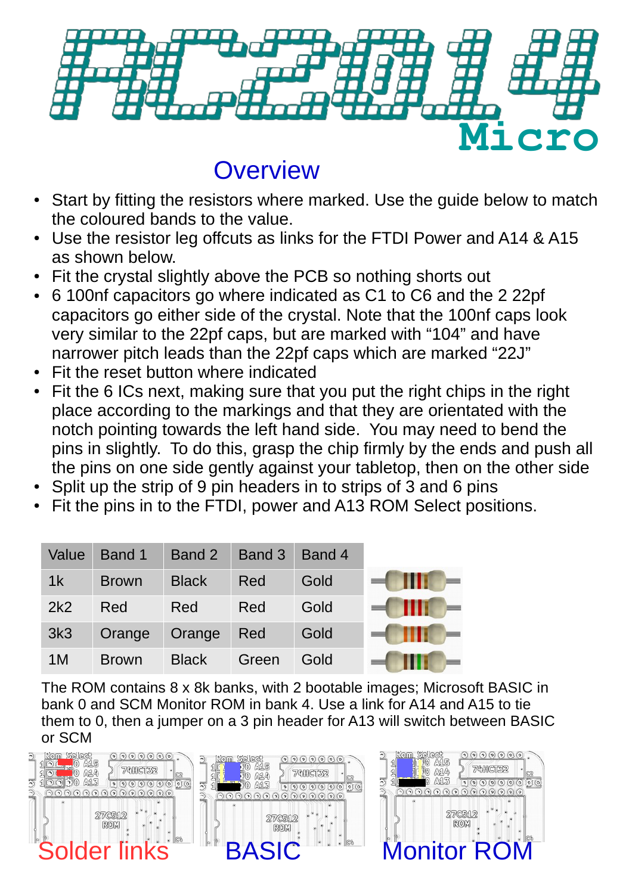# RC2014 Micro

## Overview

- Start by fitting the resistors where marked. Use the guide below to match the coloured bands to the value.
- Use the resistor leg offcuts as links for the FTDI Power and A14 & A15 as shown below.
- Fit the crystal slightly above the PCB so nothing shorts out
- 6 100nf capacitors go where indicated as C1 to C6 and the 2 22pf capacitors go either side of the crystal. Note that the 100nf caps look very similar to the 22pf caps, but are marked with "104" and have narrower pitch leads than the 22pf caps which are marked "22J"
- Fit the reset button where indicated
- Fit the 6 ICs next, making sure that you put the right chips in the right place according to the markings and that they are orientated with the notch pointing towards the left hand side. You may need to bend the pins in slightly. To do this, grasp the chip firmly by the ends and push all the pins on one side gently against your tabletop, then on the other side
- Split up the strip of 9 pin headers in to strips of 3 and 6 pins
- Fit the pins in to the FTDI, power and A13 ROM Select positions.

| Value | Band 1 | Band 2 | Band 3 | Band 4 |
| --- | --- | --- | --- | --- |
| 1k | Brown | Black | Red | Gold |
| 2k2 | Red | Red | Red | Gold |
| 3k3 | Orange | Orange | Red | Gold |
| 1M | Brown | Black | Green | Gold |

The ROM contains 8 x 8k banks, with 2 bootable images; Microsoft BASIC in bank 0 and SCM Monitor ROM in bank 4. Use a link for A14 and A15 to tie them to 0, then a jumper on a 3 pin header for A13 will switch between BASIC or SCM

Solder links

BASIC

Monitor ROM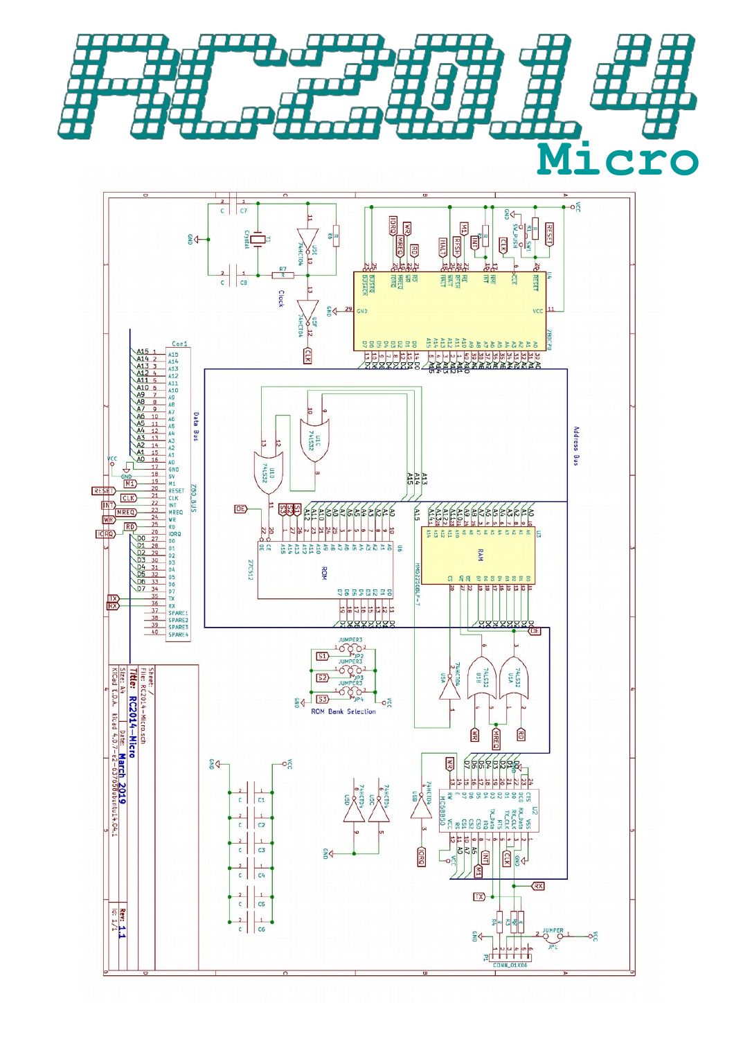# RC2014

## Micro

Sheet: /
File: RC2014-Micro.sch

**Title: RC2014-Micro**

| Size: A4 | Date: March 2019 | Rev: 1.1 |
| --- | --- | --- |
| KiCad E.D.A. kicad 4.0.7-e2-6376~58~ubuntu14.04.1 | | Id: 1/1 |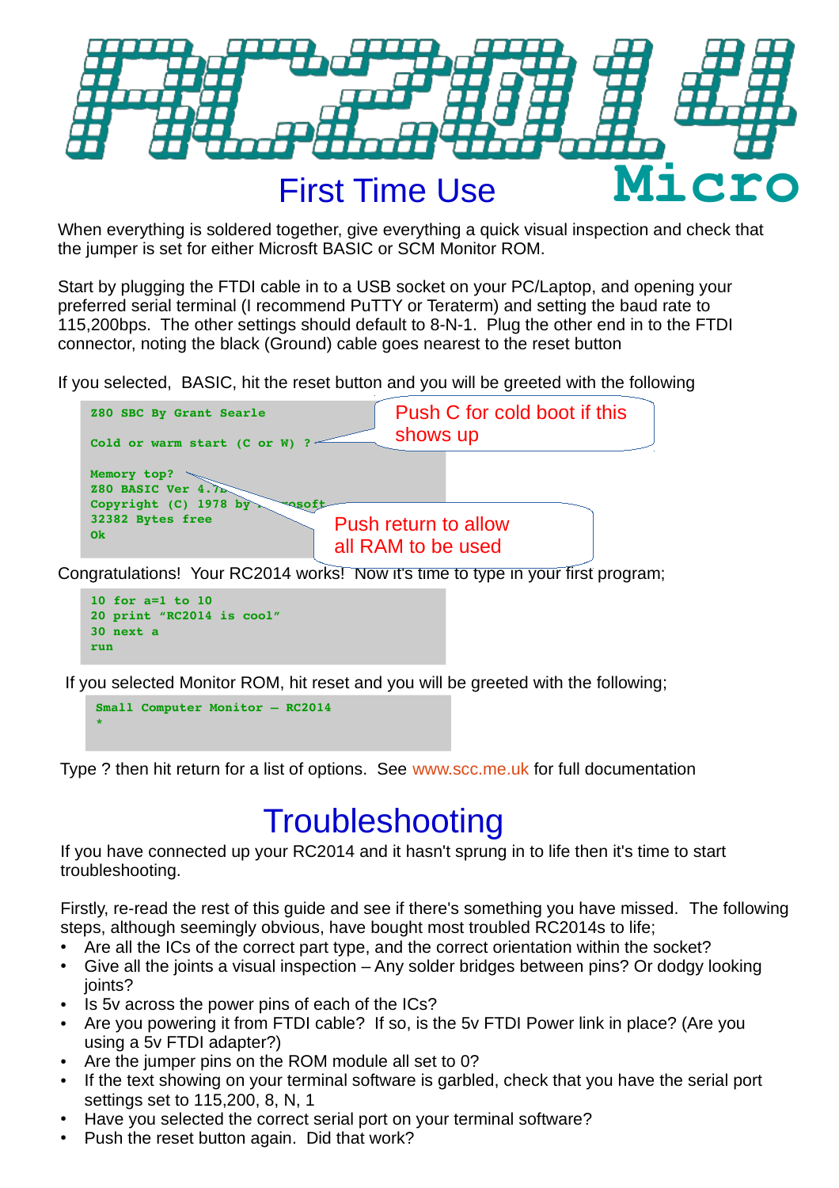# RC2014 Micro

## First Time Use

When everything is soldered together, give everything a quick visual inspection and check that the jumper is set for either Microsft BASIC or SCM Monitor ROM.

Start by plugging the FTDI cable in to a USB socket on your PC/Laptop, and opening your preferred serial terminal (I recommend PuTTY or Teraterm) and setting the baud rate to 115,200bps. The other settings should default to 8-N-1. Plug the other end in to the FTDI connector, noting the black (Ground) cable goes nearest to the reset button

If you selected, BASIC, hit the reset button and you will be greeted with the following

```
Z80 SBC By Grant Searle

Cold or warm start (C or W) ?

Memory top?
Z80 BASIC Ver 4.7b
Copyright (C) 1978 by Microsoft
32382 Bytes free
Ok
```

Push C for cold boot if this shows up

Push return to allow all RAM to be used

Congratulations! Your RC2014 works! Now it's time to type in your first program;

```
10 for a=1 to 10
20 print "RC2014 is cool"
30 next a
run
```

If you selected Monitor ROM, hit reset and you will be greeted with the following;

```
Small Computer Monitor – RC2014
*
```

Type ? then hit return for a list of options. See www.scc.me.uk for full documentation

## Troubleshooting

If you have connected up your RC2014 and it hasn't sprung in to life then it's time to start troubleshooting.

Firstly, re-read the rest of this guide and see if there's something you have missed. The following steps, although seemingly obvious, have bought most troubled RC2014s to life;

- Are all the ICs of the correct part type, and the correct orientation within the socket?
- Give all the joints a visual inspection – Any solder bridges between pins? Or dodgy looking joints?
- Is 5v across the power pins of each of the ICs?
- Are you powering it from FTDI cable? If so, is the 5v FTDI Power link in place? (Are you using a 5v FTDI adapter?)
- Are the jumper pins on the ROM module all set to 0?
- If the text showing on your terminal software is garbled, check that you have the serial port settings set to 115,200, 8, N, 1
- Have you selected the correct serial port on your terminal software?
- Push the reset button again. Did that work?